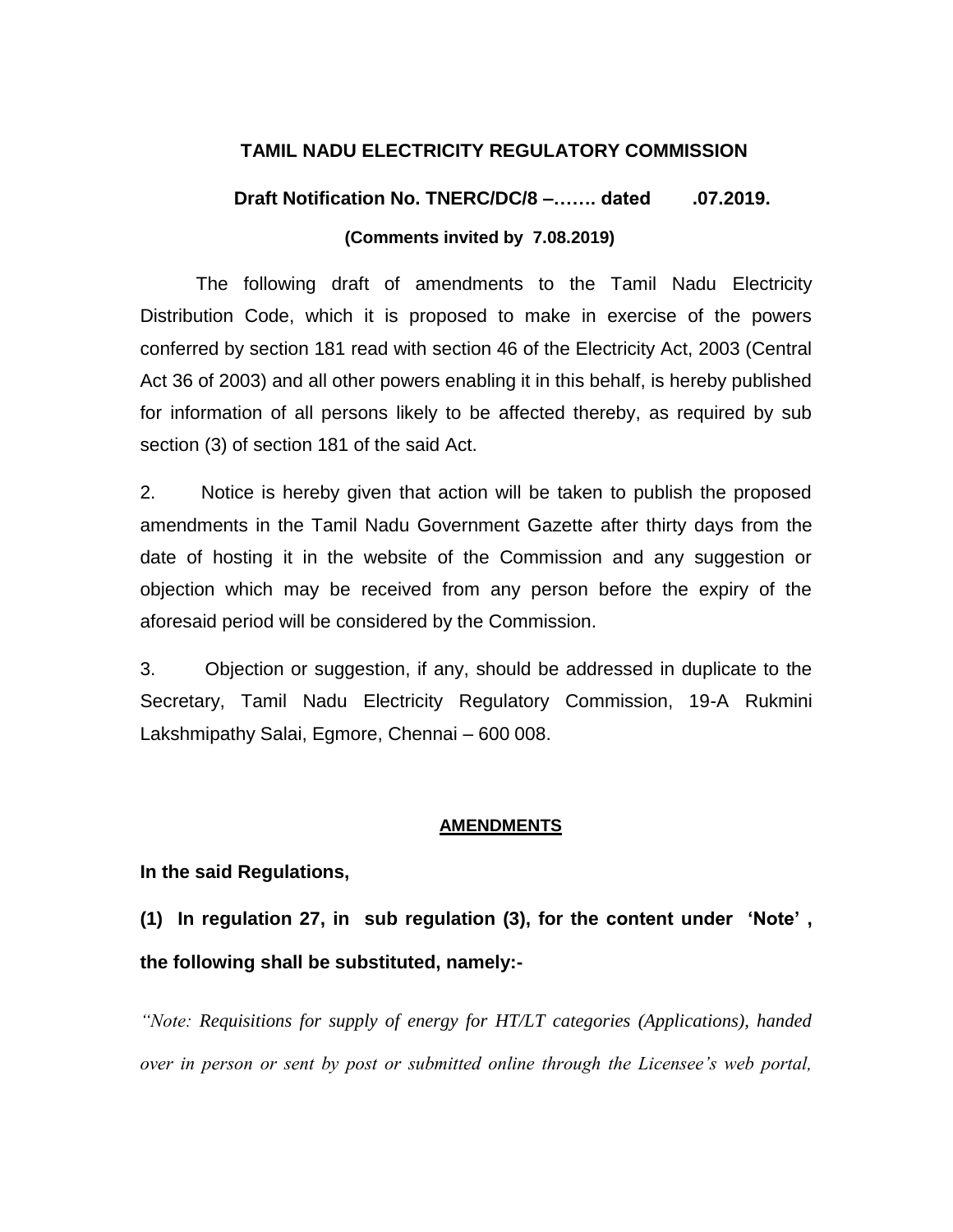# TAMIL NADU ELECTRICITY REGULATORY COMMISSION

**Draft Notification No. TNERC/DC/8 –……. dated .07.2019.**

**(Comments invited by 7.08.2019)**

The following draft of amendments to the Tamil Nadu Electricity Distribution Code, which it is proposed to make in exercise of the powers conferred by section 181 read with section 46 of the Electricity Act, 2003 (Central Act 36 of 2003) and all other powers enabling it in this behalf, is hereby published for information of all persons likely to be affected thereby, as required by sub section (3) of section 181 of the said Act.

2. Notice is hereby given that action will be taken to publish the proposed amendments in the Tamil Nadu Government Gazette after thirty days from the date of hosting it in the website of the Commission and any suggestion or objection which may be received from any person before the expiry of the aforesaid period will be considered by the Commission.

3. Objection or suggestion, if any, should be addressed in duplicate to the Secretary, Tamil Nadu Electricity Regulatory Commission, 19-A Rukmini Lakshmipathy Salai, Egmore, Chennai – 600 008.

## AMENDMENTS

**In the said Regulations,**

**(1) In regulation 27, in sub regulation (3), for the content under 'Note' , the following shall be substituted, namely:-**

*"Note: Requisitions for supply of energy for HT/LT categories (Applications), handed over in person or sent by post or submitted online through the Licensee's web portal,*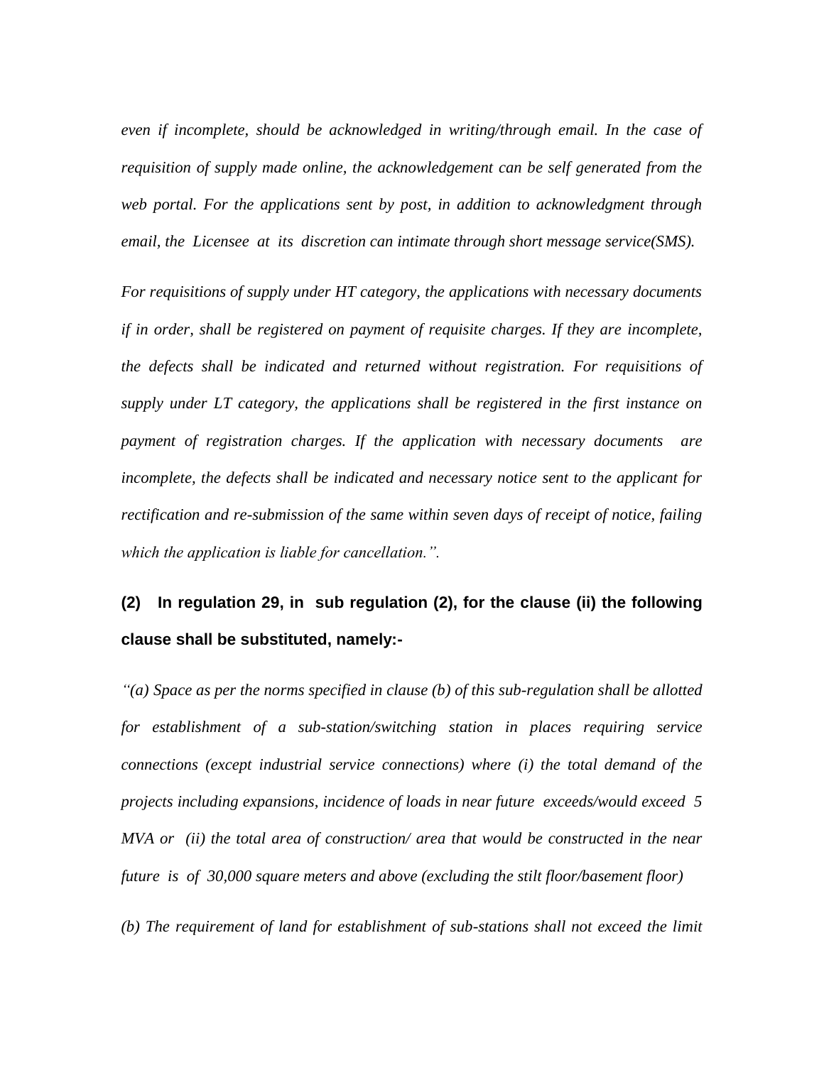*even if incomplete, should be acknowledged in writing/through email. In the case of requisition of supply made online, the acknowledgement can be self generated from the web portal. For the applications sent by post, in addition to acknowledgment through email, the Licensee at its discretion can intimate through short message service(SMS).*

*For requisitions of supply under HT category, the applications with necessary documents if in order, shall be registered on payment of requisite charges. If they are incomplete, the defects shall be indicated and returned without registration. For requisitions of supply under LT category, the applications shall be registered in the first instance on payment of registration charges. If the application with necessary documents are incomplete, the defects shall be indicated and necessary notice sent to the applicant for rectification and re-submission of the same within seven days of receipt of notice, failing which the application is liable for cancellation.".*

**(2) In regulation 29, in sub regulation (2), for the clause (ii) the following clause shall be substituted, namely:-**

*"(a) Space as per the norms specified in clause (b) of this sub-regulation shall be allotted for establishment of a sub-station/switching station in places requiring service connections (except industrial service connections) where (i) the total demand of the projects including expansions, incidence of loads in near future exceeds/would exceed 5 MVA or (ii) the total area of construction/ area that would be constructed in the near future is of 30,000 square meters and above (excluding the stilt floor/basement floor)*

*(b) The requirement of land for establishment of sub-stations shall not exceed the limit*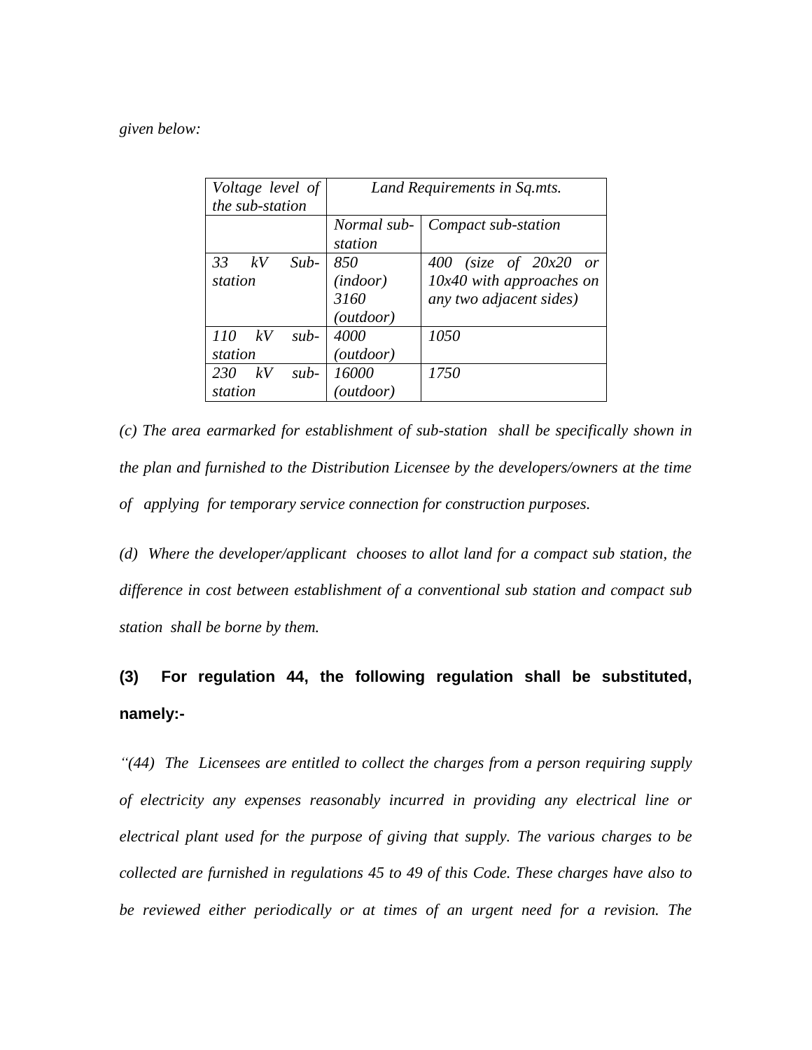*given below:*

| *Voltage level of the sub-station* | *Land Requirements in Sq.mts.* | |
|---|---|---|
| | *Normal sub-station* | *Compact sub-station* |
| *33 kV Sub-station* | *850 (indoor) 3160 (outdoor)* | *400 (size of 20x20 or 10x40 with approaches on any two adjacent sides)* |
| *110 kV sub-station* | *4000 (outdoor)* | *1050* |
| *230 kV sub-station* | *16000 (outdoor)* | *1750* |

*(c) The area earmarked for establishment of sub-station shall be specifically shown in the plan and furnished to the Distribution Licensee by the developers/owners at the time of applying for temporary service connection for construction purposes.*

*(d) Where the developer/applicant chooses to allot land for a compact sub station, the difference in cost between establishment of a conventional sub station and compact sub station shall be borne by them.*

**(3) For regulation 44, the following regulation shall be substituted, namely:-**

*"(44) The Licensees are entitled to collect the charges from a person requiring supply of electricity any expenses reasonably incurred in providing any electrical line or electrical plant used for the purpose of giving that supply. The various charges to be collected are furnished in regulations 45 to 49 of this Code. These charges have also to be reviewed either periodically or at times of an urgent need for a revision. The*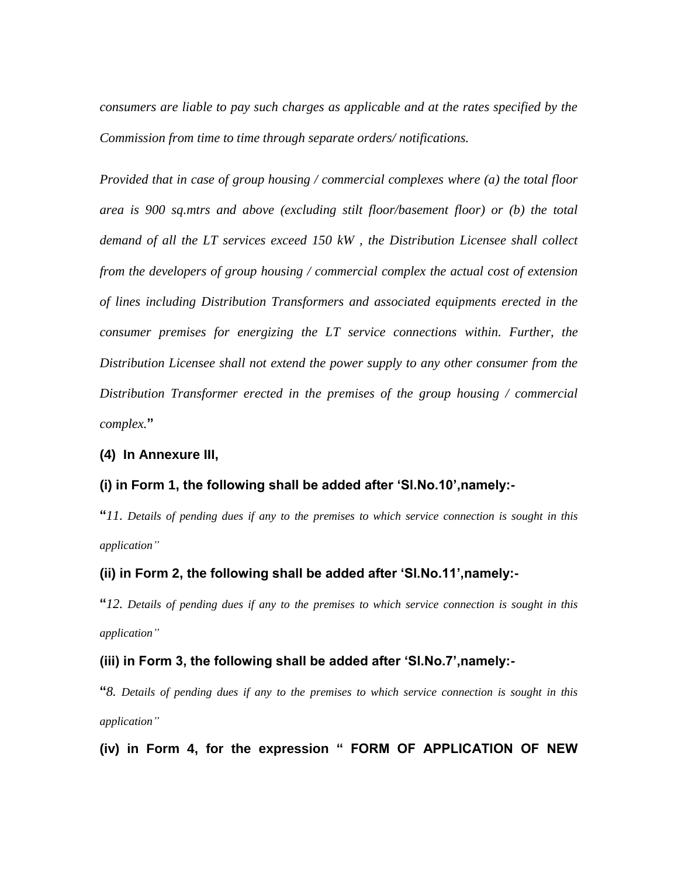*consumers are liable to pay such charges as applicable and at the rates specified by the Commission from time to time through separate orders/ notifications.*

*Provided that in case of group housing / commercial complexes where (a) the total floor area is 900 sq.mtrs and above (excluding stilt floor/basement floor) or (b) the total demand of all the LT services exceed 150 kW , the Distribution Licensee shall collect from the developers of group housing / commercial complex the actual cost of extension of lines including Distribution Transformers and associated equipments erected in the consumer premises for energizing the LT service connections within. Further, the Distribution Licensee shall not extend the power supply to any other consumer from the Distribution Transformer erected in the premises of the group housing / commercial complex.*"

**(4) In Annexure III,**

**(i) in Form 1, the following shall be added after 'Sl.No.10',namely:-**

"*11. Details of pending dues if any to the premises to which service connection is sought in this application"*

**(ii) in Form 2, the following shall be added after 'Sl.No.11',namely:-**

"*12. Details of pending dues if any to the premises to which service connection is sought in this application"*

**(iii) in Form 3, the following shall be added after 'Sl.No.7',namely:-**

"*8. Details of pending dues if any to the premises to which service connection is sought in this application"*

**(iv) in Form 4, for the expression " FORM OF APPLICATION OF NEW**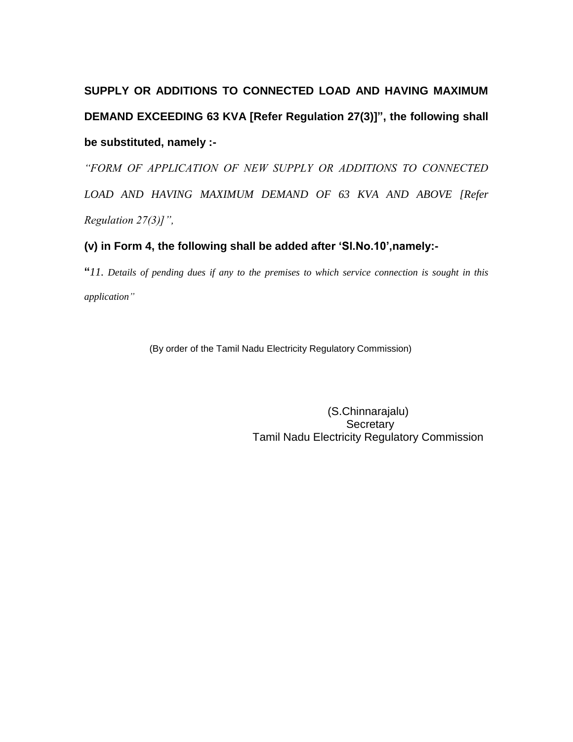**SUPPLY OR ADDITIONS TO CONNECTED LOAD AND HAVING MAXIMUM DEMAND EXCEEDING 63 KVA [Refer Regulation 27(3)]", the following shall be substituted, namely :-**

*"FORM OF APPLICATION OF NEW SUPPLY OR ADDITIONS TO CONNECTED LOAD AND HAVING MAXIMUM DEMAND OF 63 KVA AND ABOVE [Refer Regulation 27(3)]",*

**(v) in Form 4, the following shall be added after 'Sl.No.10',namely:-**

"*11. Details of pending dues if any to the premises to which service connection is sought in this application"*

(By order of the Tamil Nadu Electricity Regulatory Commission)

(S.Chinnarajalu)
Secretary
Tamil Nadu Electricity Regulatory Commission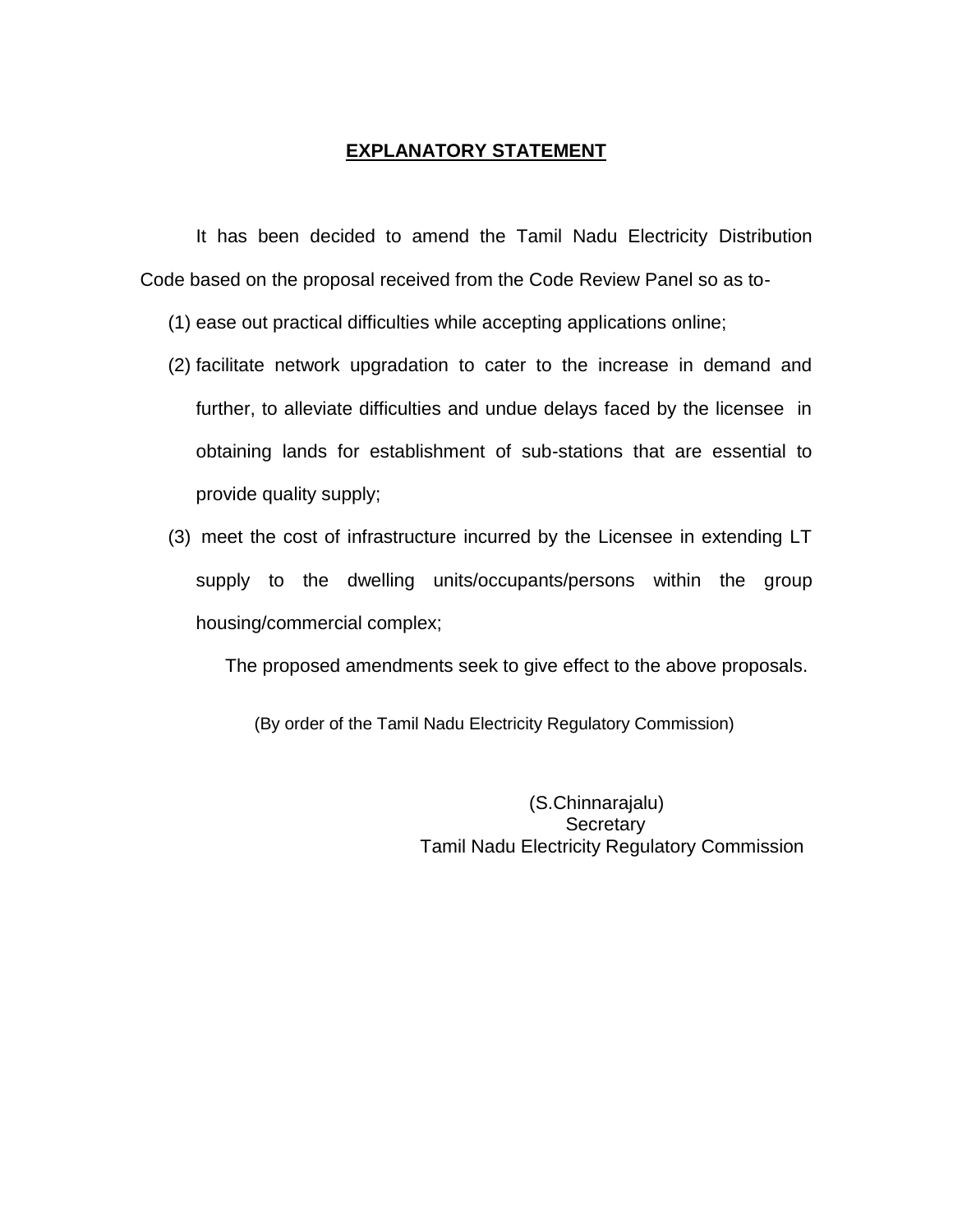# EXPLANATORY STATEMENT

It has been decided to amend the Tamil Nadu Electricity Distribution Code based on the proposal received from the Code Review Panel so as to-

(1) ease out practical difficulties while accepting applications online;

(2) facilitate network upgradation to cater to the increase in demand and further, to alleviate difficulties and undue delays faced by the licensee in obtaining lands for establishment of sub-stations that are essential to provide quality supply;

(3) meet the cost of infrastructure incurred by the Licensee in extending LT supply to the dwelling units/occupants/persons within the group housing/commercial complex;

The proposed amendments seek to give effect to the above proposals.

(By order of the Tamil Nadu Electricity Regulatory Commission)

(S.Chinnarajalu)
Secretary
Tamil Nadu Electricity Regulatory Commission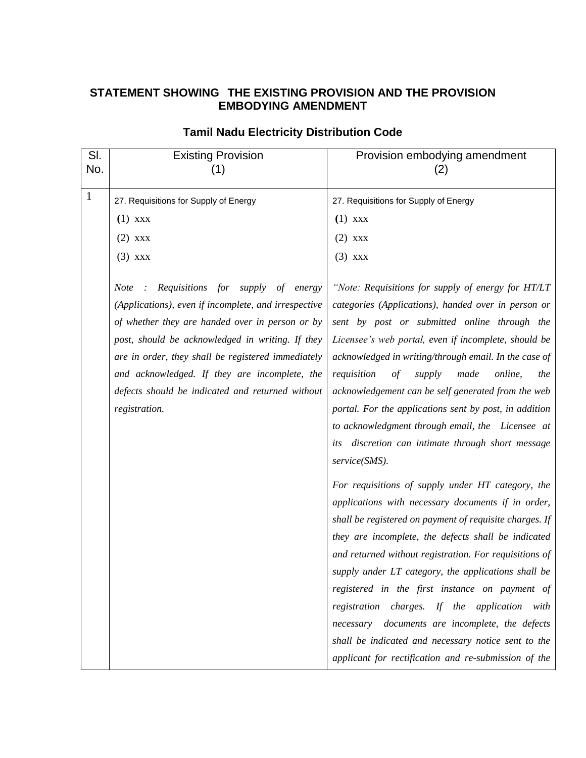**STATEMENT SHOWING THE EXISTING PROVISION AND THE PROVISION EMBODYING AMENDMENT**

**Tamil Nadu Electricity Distribution Code**

| Sl. No. | Existing Provision (1) | Provision embodying amendment (2) |
|---|---|---|
| 1 | 27. Requisitions for Supply of Energy<br>(1) xxx<br>(2) xxx<br>(3) xxx<br><br>*Note : Requisitions for supply of energy (Applications), even if incomplete, and irrespective of whether they are handed over in person or by post, should be acknowledged in writing. If they are in order, they shall be registered immediately and acknowledged. If they are incomplete, the defects should be indicated and returned without registration.* | 27. Requisitions for Supply of Energy<br>(1) xxx<br>(2) xxx<br>(3) xxx<br><br>*"Note: Requisitions for supply of energy for HT/LT categories (Applications), handed over in person or sent by post or submitted online through the Licensee's web portal, even if incomplete, should be acknowledged in writing/through email. In the case of requisition of supply made online, the acknowledgement can be self generated from the web portal. For the applications sent by post, in addition to acknowledgment through email, the Licensee at its discretion can intimate through short message service(SMS).*<br><br>*For requisitions of supply under HT category, the applications with necessary documents if in order, shall be registered on payment of requisite charges. If they are incomplete, the defects shall be indicated and returned without registration. For requisitions of supply under LT category, the applications shall be registered in the first instance on payment of registration charges. If the application with necessary documents are incomplete, the defects shall be indicated and necessary notice sent to the applicant for rectification and re-submission of the* |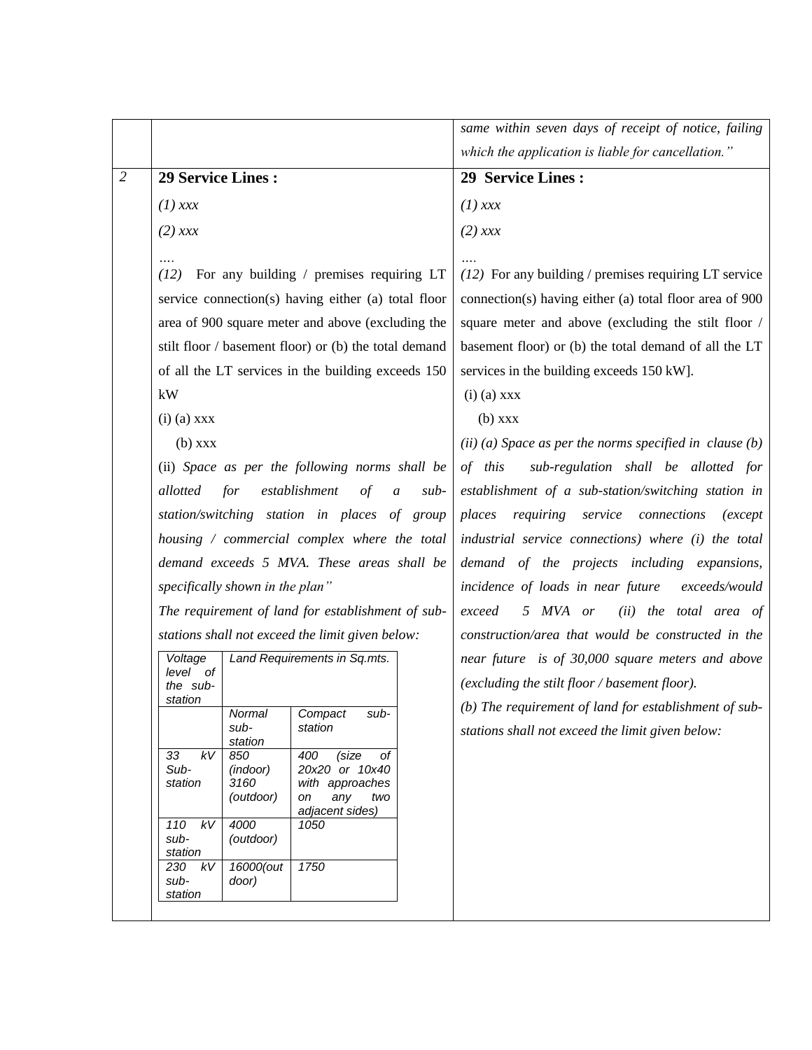| | | |
|---|---|---|
| | | *same within seven days of receipt of notice, failing which the application is liable for cancellation."* |
| *2* | **29 Service Lines :**<br><br>*(1) xxx*<br><br>*(2) xxx*<br><br>*….*<br><br>*(12)* For any building / premises requiring LT service connection(s) having either (a) total floor area of 900 square meter and above (excluding the stilt floor / basement floor) or (b) the total demand of all the LT services in the building exceeds 150 kW<br><br>(i) (a) xxx<br><br>(b) xxx<br><br>(ii) *Space as per the following norms shall be allotted for establishment of a sub-station/switching station in places of group housing / commercial complex where the total demand exceeds 5 MVA. These areas shall be specifically shown in the plan"*<br><br>*The requirement of land for establishment of sub-stations shall not exceed the limit given below:*<br><br>*Voltage level of the sub-station / Land Requirements in Sq.mts. (Normal sub-station / Compact sub-station):*<br>*33 kV Sub-station: 850 (indoor) 3160 (outdoor) / 400 (size of 20x20 or 10x40 with approaches on any two adjacent sides)*<br>*110 kV sub-station: 4000 (outdoor) / 1050*<br>*230 kV sub-station: 16000(out door) / 1750* | **29 Service Lines :**<br><br>*(1) xxx*<br><br>*(2) xxx*<br><br>*….*<br><br>*(12)* For any building / premises requiring LT service connection(s) having either (a) total floor area of 900 square meter and above (excluding the stilt floor / basement floor) or (b) the total demand of all the LT services in the building exceeds 150 kW].<br><br>(i) (a) xxx<br><br>(b) xxx<br><br>*(ii) (a) Space as per the norms specified in clause (b) of this sub-regulation shall be allotted for establishment of a sub-station/switching station in places requiring service connections (except industrial service connections) where (i) the total demand of the projects including expansions, incidence of loads in near future exceeds/would exceed 5 MVA or (ii) the total area of construction/area that would be constructed in the near future is of 30,000 square meters and above (excluding the stilt floor / basement floor).*<br><br>*(b) The requirement of land for establishment of sub-stations shall not exceed the limit given below:* |

| *Voltage level of the sub-station* | *Land Requirements in Sq.mts.* | |
|---|---|---|
| | *Normal sub-station* | *Compact sub-station* |
| *33 kV Sub-station* | *850 (indoor) 3160 (outdoor)* | *400 (size of 20x20 or 10x40 with approaches on any two adjacent sides)* |
| *110 kV sub-station* | *4000 (outdoor)* | *1050* |
| *230 kV sub-station* | *16000(out door)* | *1750* |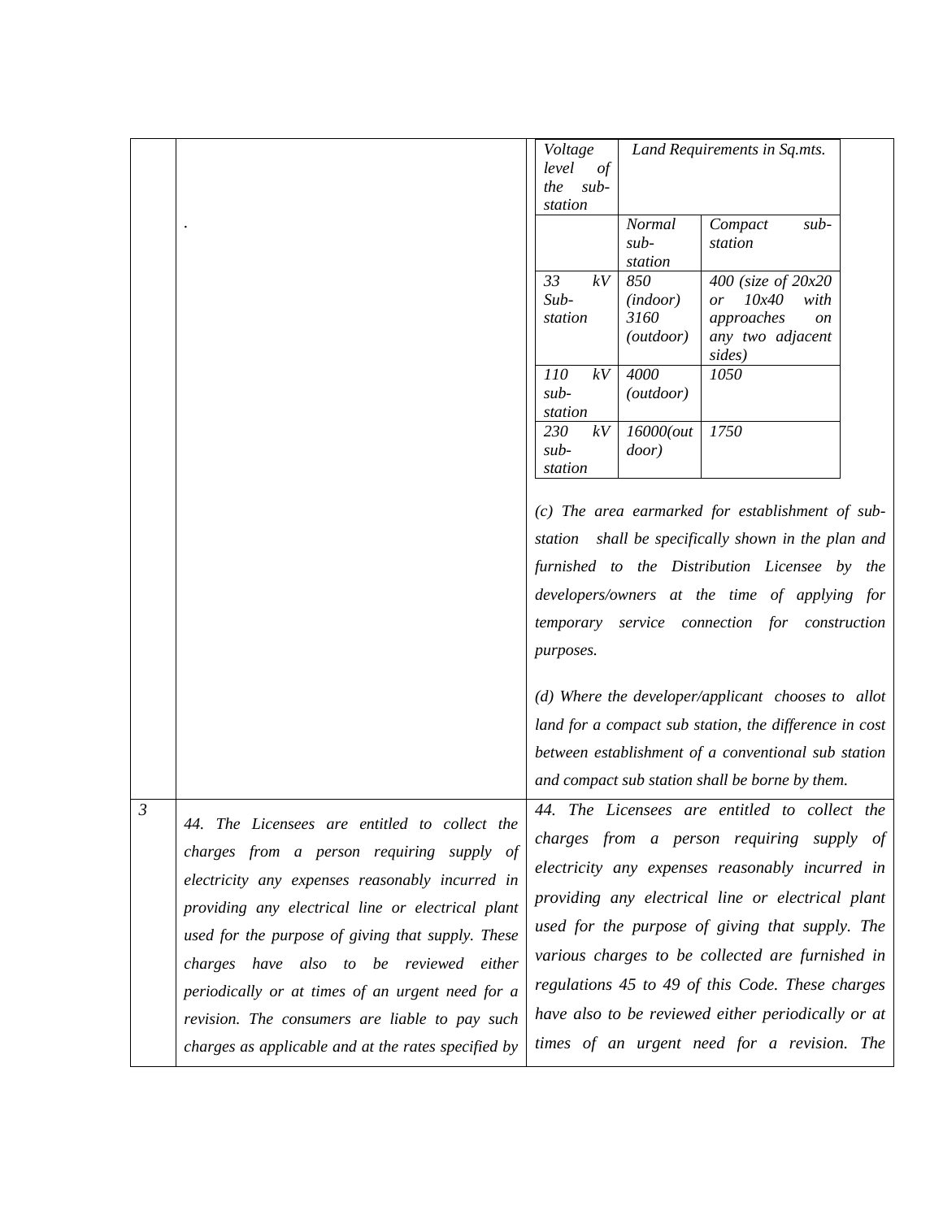| | | | |
|---|---|---|---|
| | . | | *Voltage level of the sub-station* / *Land Requirements in Sq.mts.* (see table below) |
| 3 | *44. The Licensees are entitled to collect the charges from a person requiring supply of electricity any expenses reasonably incurred in providing any electrical line or electrical plant used for the purpose of giving that supply. These charges have also to be reviewed either periodically or at times of an urgent need for a revision. The consumers are liable to pay such charges as applicable and at the rates specified by* | | *44. The Licensees are entitled to collect the charges from a person requiring supply of electricity any expenses reasonably incurred in providing any electrical line or electrical plant used for the purpose of giving that supply. The various charges to be collected are furnished in regulations 45 to 49 of this Code. These charges have also to be reviewed either periodically or at times of an urgent need for a revision. The* |

| *Voltage level of the sub-station* | *Land Requirements in Sq.mts.* | |
|---|---|---|
| | *Normal sub-station* | *Compact sub-station* |
| *33 kV Sub-station* | *850 (indoor) 3160 (outdoor)* | *400 (size of 20x20 or 10x40 with approaches on any two adjacent sides)* |
| *110 kV sub-station* | *4000 (outdoor)* | *1050* |
| *230 kV sub-station* | *16000(outdoor)* | *1750* |

*(c) The area earmarked for establishment of sub-station shall be specifically shown in the plan and furnished to the Distribution Licensee by the developers/owners at the time of applying for temporary service connection for construction purposes.*

*(d) Where the developer/applicant chooses to allot land for a compact sub station, the difference in cost between establishment of a conventional sub station and compact sub station shall be borne by them.*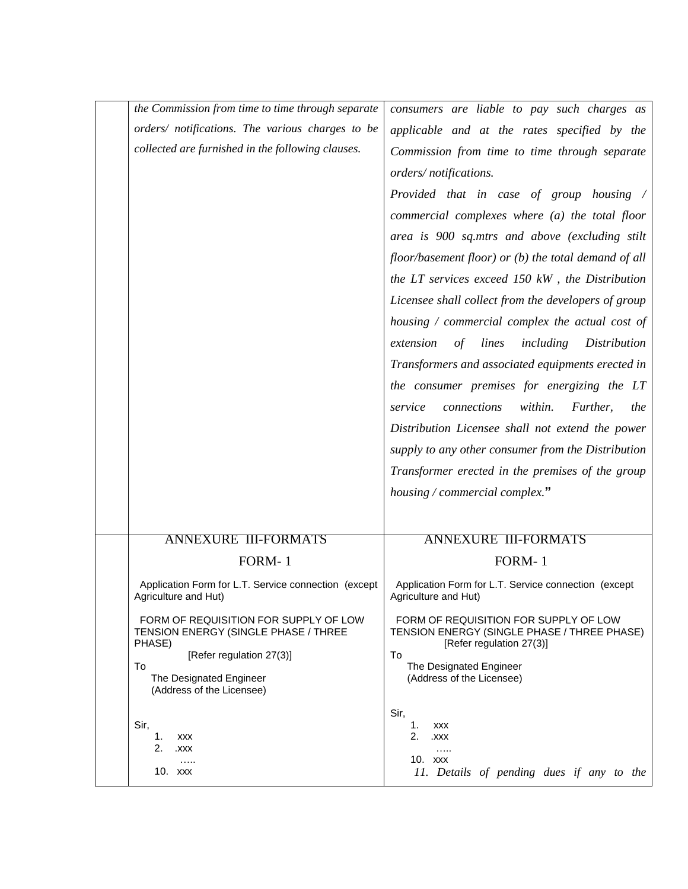| | | |
|---|---|---|
| | *the Commission from time to time through separate orders/ notifications. The various charges to be collected are furnished in the following clauses.* | *consumers are liable to pay such charges as applicable and at the rates specified by the Commission from time to time through separate orders/ notifications.*<br>*Provided that in case of group housing / commercial complexes where (a) the total floor area is 900 sq.mtrs and above (excluding stilt floor/basement floor) or (b) the total demand of all the LT services exceed 150 kW , the Distribution Licensee shall collect from the developers of group housing / commercial complex the actual cost of extension of lines including Distribution Transformers and associated equipments erected in the consumer premises for energizing the LT service connections within. Further, the Distribution Licensee shall not extend the power supply to any other consumer from the Distribution Transformer erected in the premises of the group housing / commercial complex.*" |
| | ANNEXURE III-FORMATS<br>FORM- 1<br>Application Form for L.T. Service connection (except Agriculture and Hut)<br>FORM OF REQUISITION FOR SUPPLY OF LOW TENSION ENERGY (SINGLE PHASE / THREE PHASE)<br>[Refer regulation 27(3)]<br>To<br>The Designated Engineer<br>(Address of the Licensee)<br><br>Sir,<br>1. xxx<br>2. .xxx<br>…..<br>10. xxx | ANNEXURE III-FORMATS<br>FORM- 1<br>Application Form for L.T. Service connection (except Agriculture and Hut)<br>FORM OF REQUISITION FOR SUPPLY OF LOW TENSION ENERGY (SINGLE PHASE / THREE PHASE)<br>[Refer regulation 27(3)]<br>To<br>The Designated Engineer<br>(Address of the Licensee)<br><br>Sir,<br>1. xxx<br>2. .xxx<br>…..<br>10. xxx<br>*11. Details of pending dues if any to the* |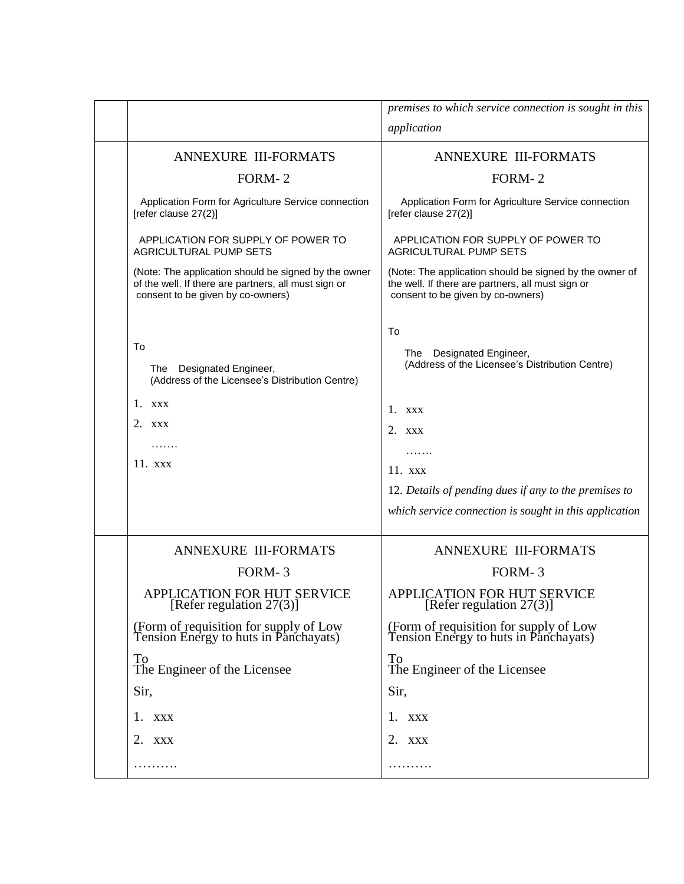| | | |
|---|---|---|
| | | *premises to which service connection is sought in this application* |
| | ANNEXURE III-FORMATS<br><br>FORM- 2<br><br>Application Form for Agriculture Service connection [refer clause 27(2)]<br><br>APPLICATION FOR SUPPLY OF POWER TO AGRICULTURAL PUMP SETS<br><br>(Note: The application should be signed by the owner of the well. If there are partners, all must sign or consent to be given by co-owners)<br><br>To<br><br>The Designated Engineer,<br>(Address of the Licensee's Distribution Centre)<br><br>1. xxx<br><br>2. xxx<br><br>…….<br><br>11. xxx | ANNEXURE III-FORMATS<br><br>FORM- 2<br><br>Application Form for Agriculture Service connection [refer clause 27(2)]<br><br>APPLICATION FOR SUPPLY OF POWER TO AGRICULTURAL PUMP SETS<br><br>(Note: The application should be signed by the owner of the well. If there are partners, all must sign or consent to be given by co-owners)<br><br>To<br><br>The Designated Engineer,<br>(Address of the Licensee's Distribution Centre)<br><br>1. xxx<br><br>2. xxx<br><br>…….<br><br>11. xxx<br><br>12. *Details of pending dues if any to the premises to which service connection is sought in this application* |
| | ANNEXURE III-FORMATS<br><br>FORM- 3<br><br>APPLICATION FOR HUT SERVICE<br>[Refer regulation 27(3)]<br><br>(Form of requisition for supply of Low Tension Energy to huts in Panchayats)<br><br>To<br>The Engineer of the Licensee<br><br>Sir,<br><br>1. xxx<br><br>2. xxx<br><br>………. | ANNEXURE III-FORMATS<br><br>FORM- 3<br><br>APPLICATION FOR HUT SERVICE<br>[Refer regulation 27(3)]<br><br>(Form of requisition for supply of Low Tension Energy to huts in Panchayats)<br><br>To<br>The Engineer of the Licensee<br><br>Sir,<br><br>1. xxx<br><br>2. xxx<br><br>………. |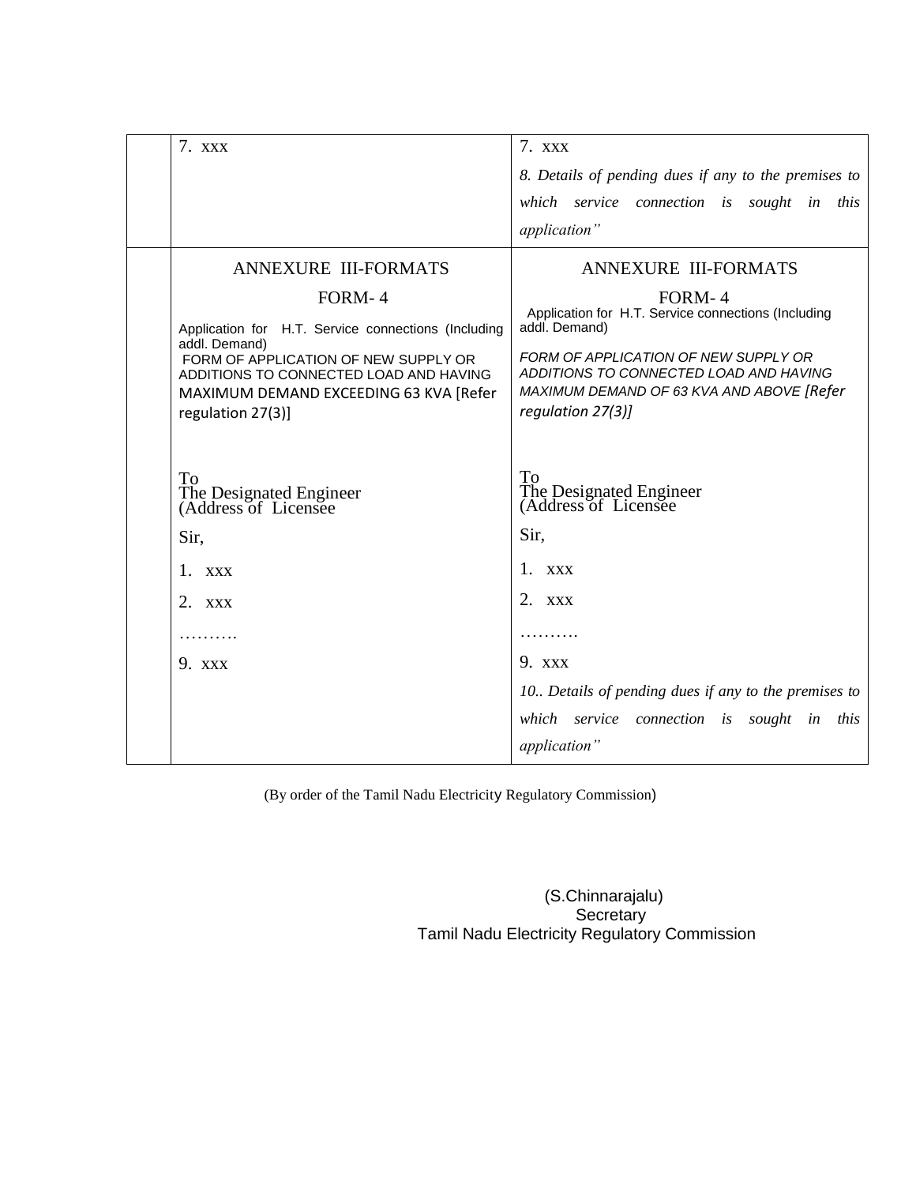| | | |
|---|---|---|
| | 7. xxx | 7. xxx<br>*8. Details of pending dues if any to the premises to which service connection is sought in this application"* |
| | ANNEXURE III-FORMATS<br>FORM- 4<br>Application for H.T. Service connections (Including addl. Demand)<br>FORM OF APPLICATION OF NEW SUPPLY OR ADDITIONS TO CONNECTED LOAD AND HAVING MAXIMUM DEMAND EXCEEDING 63 KVA [Refer regulation 27(3)]<br><br>To<br>The Designated Engineer<br>(Address of Licensee<br>Sir,<br>1. xxx<br>2. xxx<br>……….<br>9. xxx | ANNEXURE III-FORMATS<br>FORM- 4<br>Application for H.T. Service connections (Including addl. Demand)<br>*FORM OF APPLICATION OF NEW SUPPLY OR ADDITIONS TO CONNECTED LOAD AND HAVING MAXIMUM DEMAND OF 63 KVA AND ABOVE [Refer regulation 27(3)]*<br><br>To<br>The Designated Engineer<br>(Address of Licensee<br>Sir,<br>1. xxx<br>2. xxx<br>……….<br>9. xxx<br>*10.. Details of pending dues if any to the premises to which service connection is sought in this application"* |

(By order of the Tamil Nadu Electricity Regulatory Commission)

(S.Chinnarajalu)
Secretary
Tamil Nadu Electricity Regulatory Commission